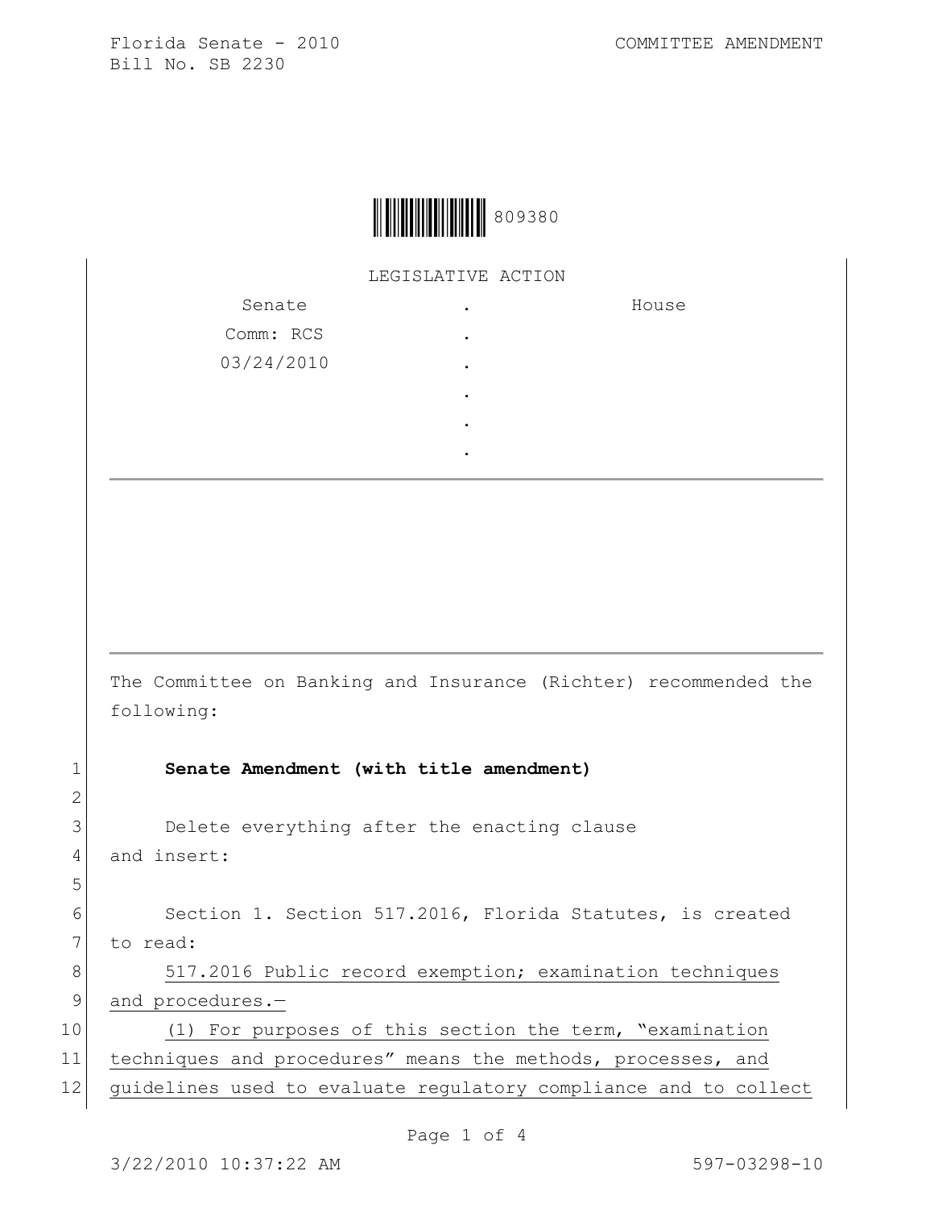Florida Senate - 2010
Bill No. SB 2230

COMMITTEE AMENDMENT

809380

LEGISLATIVE ACTION

| Senate | . | House |
|---|---|---|
| Comm: RCS | . | |
| 03/24/2010 | . | |
| | . | |
| | . | |
| | . | |

---

The Committee on Banking and Insurance (Richter) recommended the following:

1 **Senate Amendment (with title amendment)**

2

3 Delete everything after the enacting clause
4 and insert:

5

6 Section 1. Section 517.2016, Florida Statutes, is created
7 to read:
8 517.2016 Public record exemption; examination techniques
9 and procedures.—
10 (1) For purposes of this section the term, "examination
11 techniques and procedures" means the methods, processes, and
12 guidelines used to evaluate regulatory compliance and to collect

3/22/2010 10:37:22 AM 597-03298-10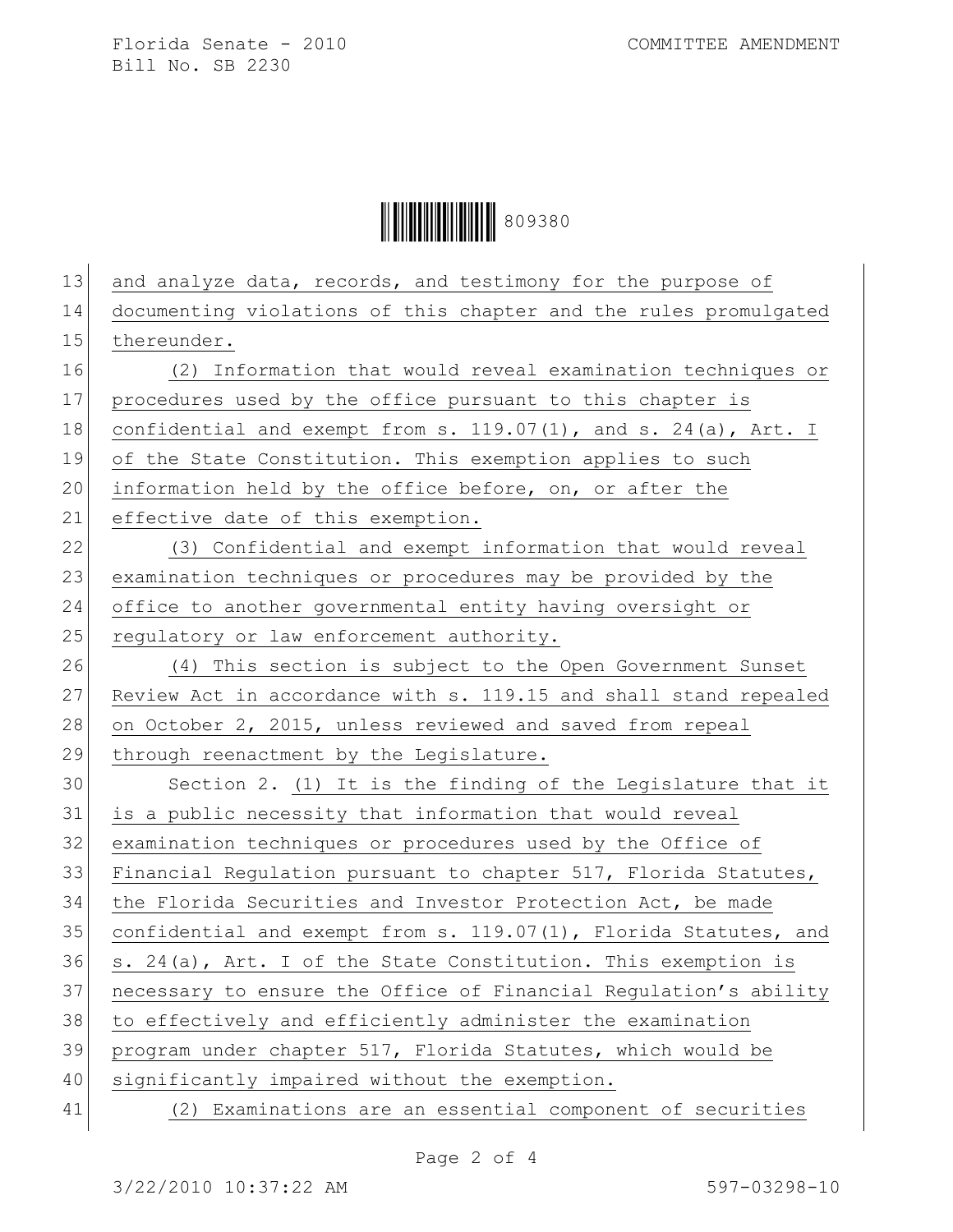and analyze data, records, and testimony for the purpose of documenting violations of this chapter and the rules promulgated thereunder.

(2) Information that would reveal examination techniques or procedures used by the office pursuant to this chapter is confidential and exempt from s. 119.07(1), and s. 24(a), Art. I of the State Constitution. This exemption applies to such information held by the office before, on, or after the effective date of this exemption.

(3) Confidential and exempt information that would reveal examination techniques or procedures may be provided by the office to another governmental entity having oversight or regulatory or law enforcement authority.

(4) This section is subject to the Open Government Sunset Review Act in accordance with s. 119.15 and shall stand repealed on October 2, 2015, unless reviewed and saved from repeal through reenactment by the Legislature.

Section 2. (1) It is the finding of the Legislature that it is a public necessity that information that would reveal examination techniques or procedures used by the Office of Financial Regulation pursuant to chapter 517, Florida Statutes, the Florida Securities and Investor Protection Act, be made confidential and exempt from s. 119.07(1), Florida Statutes, and s. 24(a), Art. I of the State Constitution. This exemption is necessary to ensure the Office of Financial Regulation's ability to effectively and efficiently administer the examination program under chapter 517, Florida Statutes, which would be significantly impaired without the exemption.

(2) Examinations are an essential component of securities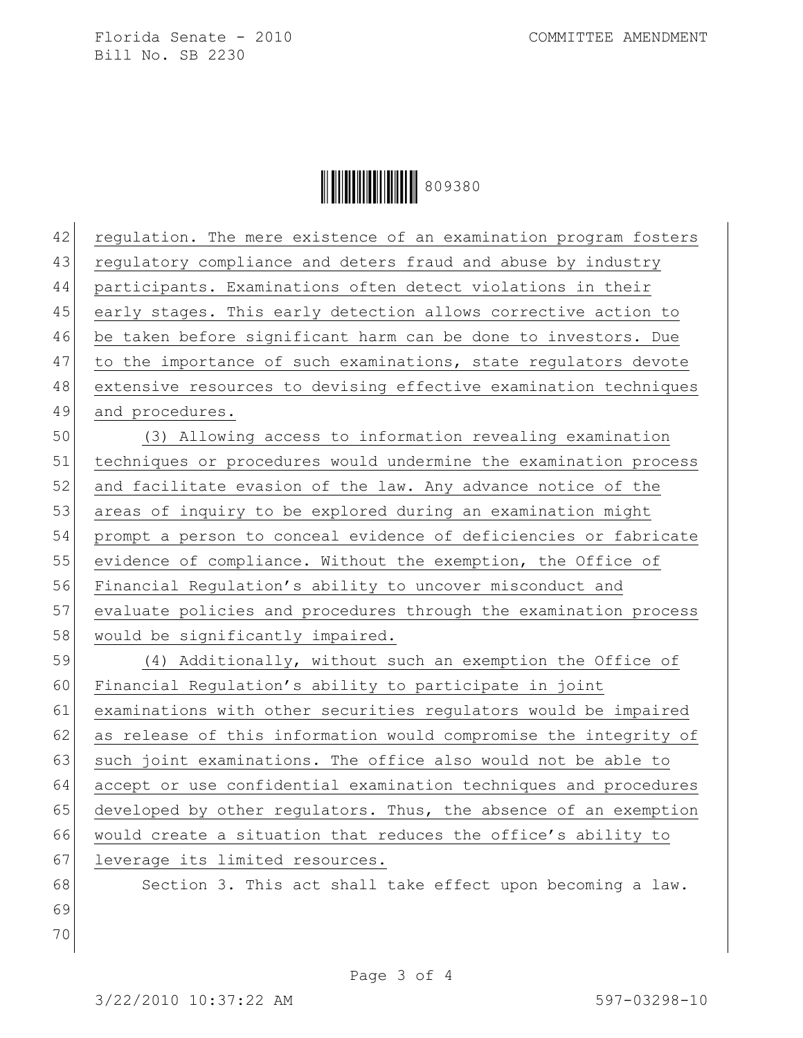regulation. The mere existence of an examination program fosters regulatory compliance and deters fraud and abuse by industry participants. Examinations often detect violations in their early stages. This early detection allows corrective action to be taken before significant harm can be done to investors. Due to the importance of such examinations, state regulators devote extensive resources to devising effective examination techniques and procedures.

(3) Allowing access to information revealing examination techniques or procedures would undermine the examination process and facilitate evasion of the law. Any advance notice of the areas of inquiry to be explored during an examination might prompt a person to conceal evidence of deficiencies or fabricate evidence of compliance. Without the exemption, the Office of Financial Regulation's ability to uncover misconduct and evaluate policies and procedures through the examination process would be significantly impaired.

(4) Additionally, without such an exemption the Office of Financial Regulation's ability to participate in joint examinations with other securities regulators would be impaired as release of this information would compromise the integrity of such joint examinations. The office also would not be able to accept or use confidential examination techniques and procedures developed by other regulators. Thus, the absence of an exemption would create a situation that reduces the office's ability to leverage its limited resources.

Section 3. This act shall take effect upon becoming a law.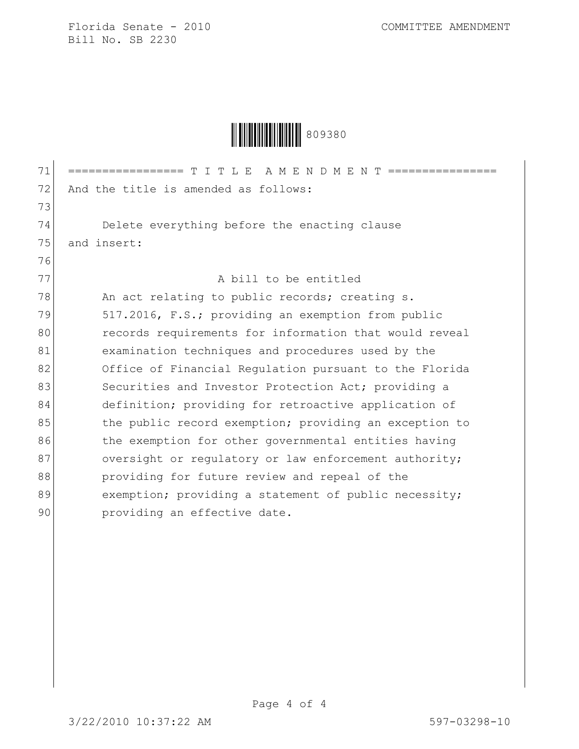================= T I T L E A M E N D M E N T ================

And the title is amended as follows:

Delete everything before the enacting clause
and insert:

A bill to be entitled

An act relating to public records; creating s. 517.2016, F.S.; providing an exemption from public records requirements for information that would reveal examination techniques and procedures used by the Office of Financial Regulation pursuant to the Florida Securities and Investor Protection Act; providing a definition; providing for retroactive application of the public record exemption; providing an exception to the exemption for other governmental entities having oversight or regulatory or law enforcement authority; providing for future review and repeal of the exemption; providing a statement of public necessity; providing an effective date.